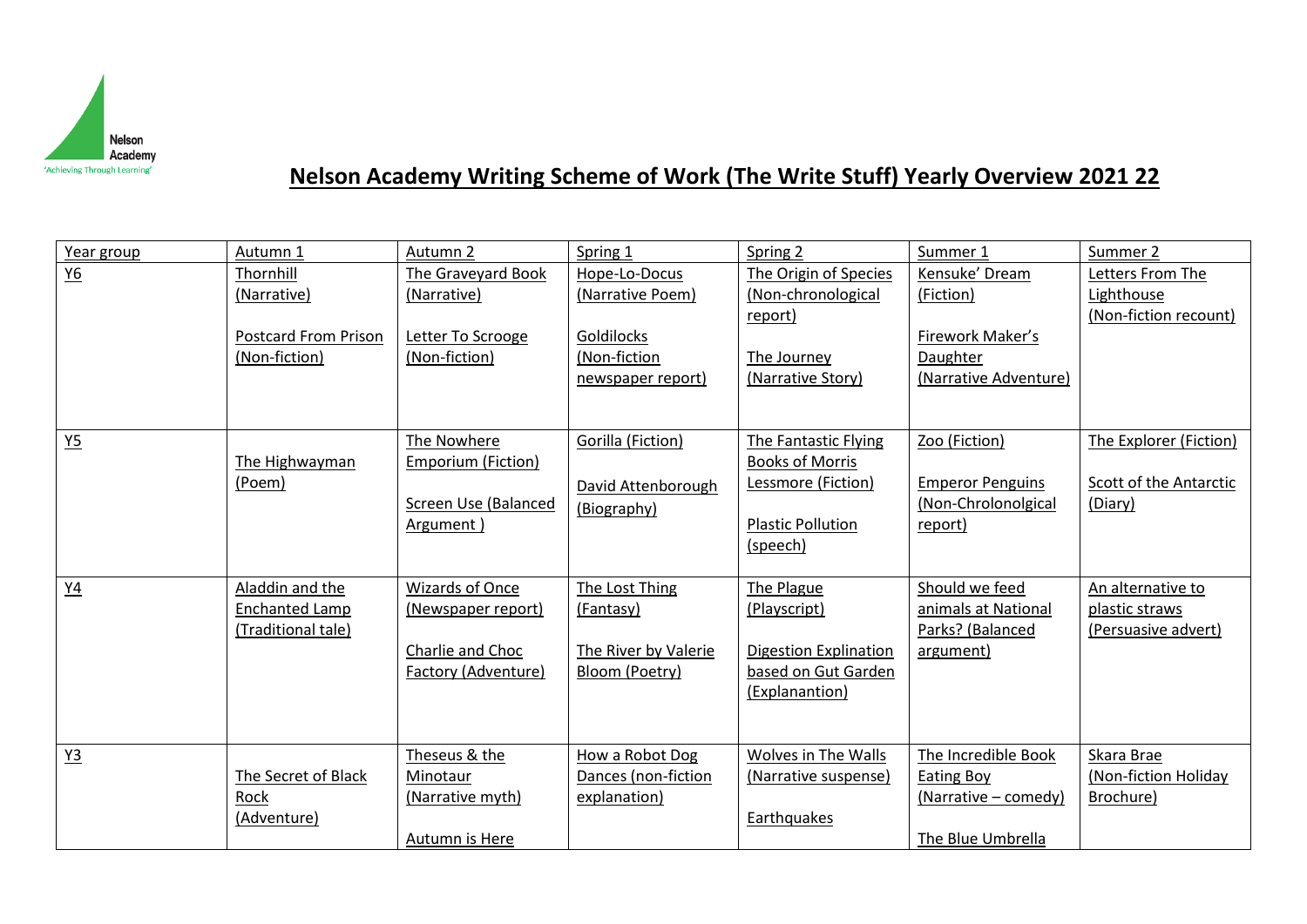Nelson Academy
'Achieving Through Learning'

# Nelson Academy Writing Scheme of Work (The Write Stuff) Yearly Overview 2021 22

| Year group | Autumn 1 | Autumn 2 | Spring 1 | Spring 2 | Summer 1 | Summer 2 |
|---|---|---|---|---|---|---|
| Y6 | Thornhill (Narrative)<br><br>Postcard From Prison (Non-fiction) | The Graveyard Book (Narrative)<br><br>Letter To Scrooge (Non-fiction) | Hope-Lo-Docus (Narrative Poem)<br><br>Goldilocks (Non-fiction newspaper report) | The Origin of Species (Non-chronological report)<br><br>The Journey (Narrative Story) | Kensuke' Dream (Fiction)<br><br>Firework Maker's Daughter (Narrative Adventure) | Letters From The Lighthouse (Non-fiction recount) |
| Y5 | The Highwayman (Poem) | The Nowhere Emporium (Fiction)<br><br>Screen Use (Balanced Argument ) | Gorilla (Fiction)<br><br>David Attenborough (Biography) | The Fantastic Flying Books of Morris Lessmore (Fiction)<br><br>Plastic Pollution (speech) | Zoo (Fiction)<br><br>Emperor Penguins (Non-Chrolonolgical report) | The Explorer (Fiction)<br><br>Scott of the Antarctic (Diary) |
| Y4 | Aladdin and the Enchanted Lamp (Traditional tale) | Wizards of Once (Newspaper report)<br><br>Charlie and Choc Factory (Adventure) | The Lost Thing (Fantasy)<br><br>The River by Valerie Bloom (Poetry) | The Plague (Playscript)<br><br>Digestion Explination based on Gut Garden (Explanantion) | Should we feed animals at National Parks? (Balanced argument) | An alternative to plastic straws (Persuasive advert) |
| Y3 | The Secret of Black Rock (Adventure) | Theseus & the Minotaur (Narrative myth)<br><br>Autumn is Here | How a Robot Dog Dances (non-fiction explanation) | Wolves in The Walls (Narrative suspense)<br><br>Earthquakes | The Incredible Book Eating Boy (Narrative – comedy)<br><br>The Blue Umbrella | Skara Brae (Non-fiction Holiday Brochure) |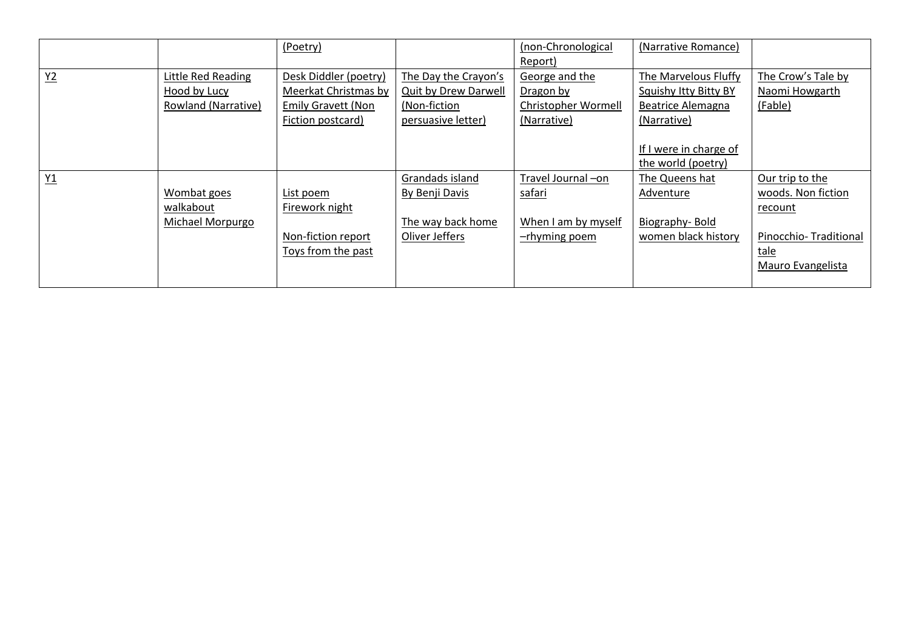| | | | | | | |
|---|---|---|---|---|---|---|
| | | (Poetry) | | (non-Chronological Report) | (Narrative Romance) | |
| Y2 | Little Red Reading Hood by Lucy Rowland (Narrative) | Desk Diddler (poetry) Meerkat Christmas by Emily Gravett (Non Fiction postcard) | The Day the Crayon's Quit by Drew Darwell (Non-fiction persuasive letter) | George and the Dragon by Christopher Wormell (Narrative) | The Marvelous Fluffy Squishy Itty Bitty BY Beatrice Alemagna (Narrative)<br><br>If I were in charge of the world (poetry) | The Crow's Tale by Naomi Howgarth (Fable) |
| Y1 | Wombat goes walkabout Michael Morpurgo | List poem Firework night<br><br>Non-fiction report Toys from the past | Grandads island By Benji Davis<br><br>The way back home Oliver Jeffers | Travel Journal –on safari<br><br>When I am by myself –rhyming poem | The Queens hat Adventure<br><br>Biography- Bold women black history | Our trip to the woods. Non fiction recount<br><br>Pinocchio- Traditional tale Mauro Evangelista |